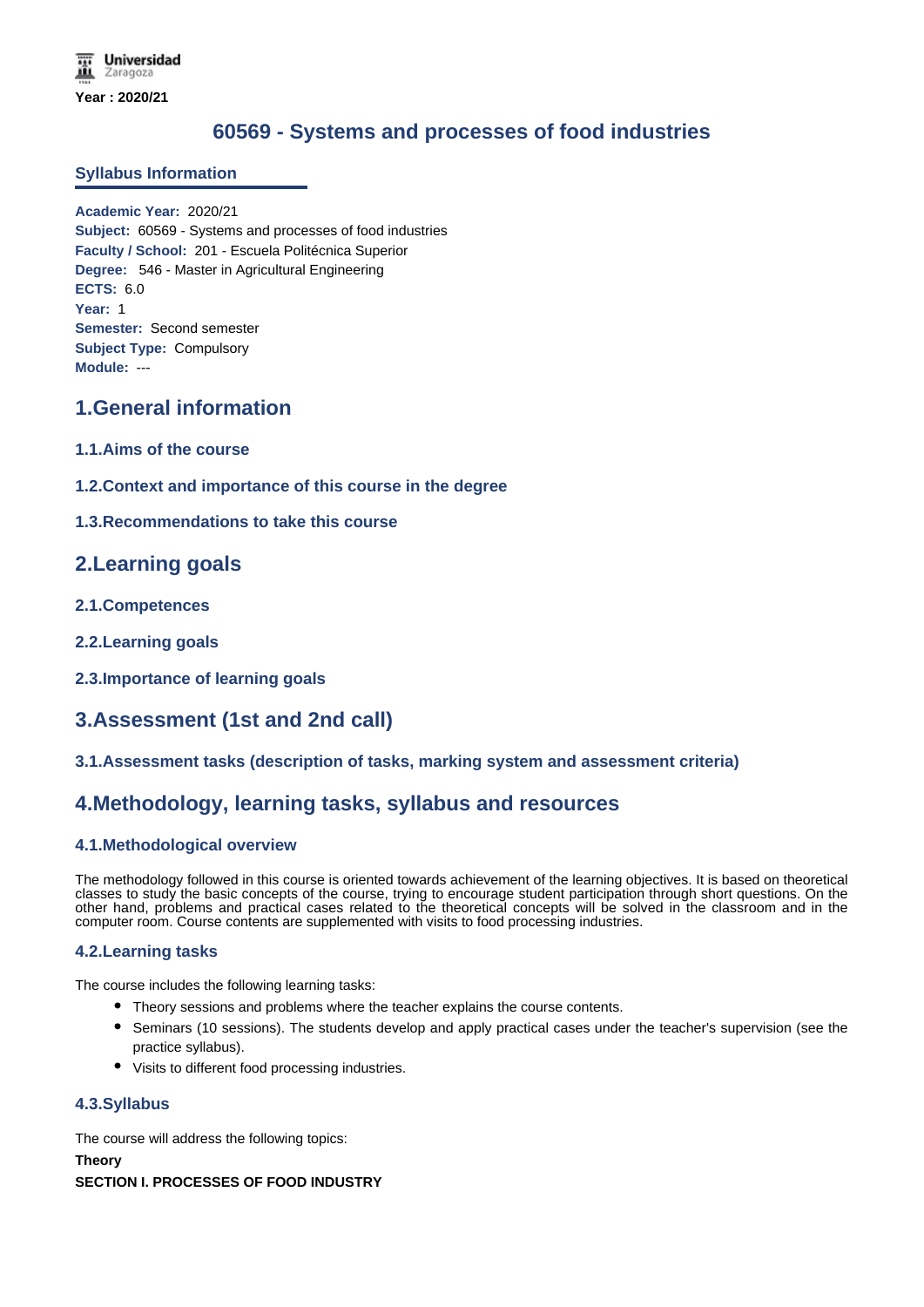Universidad Zaragoza

**Year : 2020/21**

# 60569 - Systems and processes of food industries

## Syllabus Information

**Academic Year:** 2020/21
**Subject:** 60569 - Systems and processes of food industries
**Faculty / School:** 201 - Escuela Politécnica Superior
**Degree:** 546 - Master in Agricultural Engineering
**ECTS:** 6.0
**Year:** 1
**Semester:** Second semester
**Subject Type:** Compulsory
**Module:** ---

## 1.General information

### 1.1.Aims of the course

### 1.2.Context and importance of this course in the degree

### 1.3.Recommendations to take this course

## 2.Learning goals

### 2.1.Competences

### 2.2.Learning goals

### 2.3.Importance of learning goals

## 3.Assessment (1st and 2nd call)

### 3.1.Assessment tasks (description of tasks, marking system and assessment criteria)

## 4.Methodology, learning tasks, syllabus and resources

### 4.1.Methodological overview

The methodology followed in this course is oriented towards achievement of the learning objectives. It is based on theoretical classes to study the basic concepts of the course, trying to encourage student participation through short questions. On the other hand, problems and practical cases related to the theoretical concepts will be solved in the classroom and in the computer room. Course contents are supplemented with visits to food processing industries.

### 4.2.Learning tasks

The course includes the following learning tasks:

- Theory sessions and problems where the teacher explains the course contents.
- Seminars (10 sessions). The students develop and apply practical cases under the teacher's supervision (see the practice syllabus).
- Visits to different food processing industries.

### 4.3.Syllabus

The course will address the following topics:

**Theory**

**SECTION I. PROCESSES OF FOOD INDUSTRY**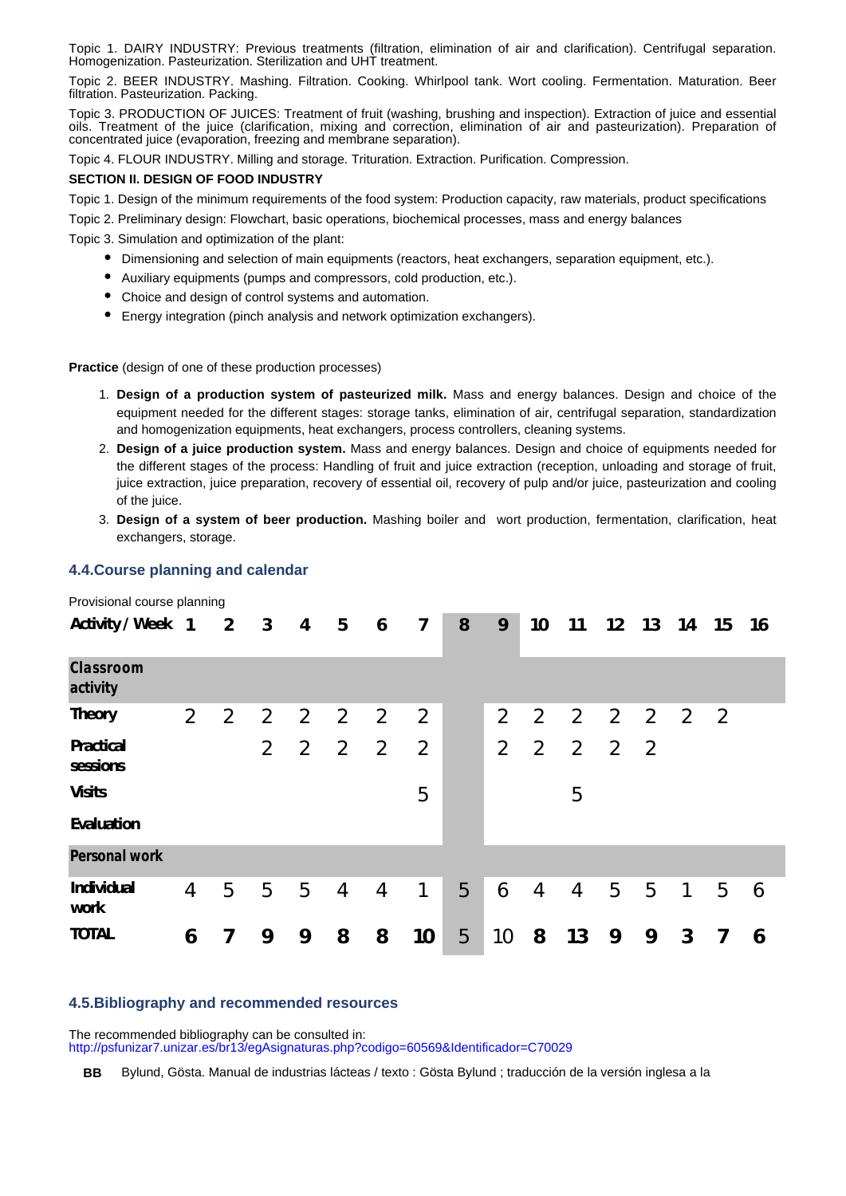Topic 1. DAIRY INDUSTRY: Previous treatments (filtration, elimination of air and clarification). Centrifugal separation. Homogenization. Pasteurization. Sterilization and UHT treatment.

Topic 2. BEER INDUSTRY. Mashing. Filtration. Cooking. Whirlpool tank. Wort cooling. Fermentation. Maturation. Beer filtration. Pasteurization. Packing.

Topic 3. PRODUCTION OF JUICES: Treatment of fruit (washing, brushing and inspection). Extraction of juice and essential oils. Treatment of the juice (clarification, mixing and correction, elimination of air and pasteurization). Preparation of concentrated juice (evaporation, freezing and membrane separation).

Topic 4. FLOUR INDUSTRY. Milling and storage. Trituration. Extraction. Purification. Compression.

**SECTION II. DESIGN OF FOOD INDUSTRY**

Topic 1. Design of the minimum requirements of the food system: Production capacity, raw materials, product specifications

Topic 2. Preliminary design: Flowchart, basic operations, biochemical processes, mass and energy balances

Topic 3. Simulation and optimization of the plant:

- Dimensioning and selection of main equipments (reactors, heat exchangers, separation equipment, etc.).
- Auxiliary equipments (pumps and compressors, cold production, etc.).
- Choice and design of control systems and automation.
- Energy integration (pinch analysis and network optimization exchangers).

**Practice** (design of one of these production processes)

1. **Design of a production system of pasteurized milk.** Mass and energy balances. Design and choice of the equipment needed for the different stages: storage tanks, elimination of air, centrifugal separation, standardization and homogenization equipments, heat exchangers, process controllers, cleaning systems.
2. **Design of a juice production system.** Mass and energy balances. Design and choice of equipments needed for the different stages of the process: Handling of fruit and juice extraction (reception, unloading and storage of fruit, juice extraction, juice preparation, recovery of essential oil, recovery of pulp and/or juice, pasteurization and cooling of the juice.
3. **Design of a system of beer production.** Mashing boiler and wort production, fermentation, clarification, heat exchangers, storage.

## 4.4.Course planning and calendar

Provisional course planning

| Activity / Week | 1 | 2 | 3 | 4 | 5 | 6 | 7 | 8 | 9 | 10 | 11 | 12 | 13 | 14 | 15 | 16 |
|---|---|---|---|---|---|---|---|---|---|---|---|---|---|---|---|---|
| **Classroom activity** | | | | | | | | | | | | | | | | |
| Theory | 2 | 2 | 2 | 2 | 2 | 2 | 2 | | 2 | 2 | 2 | 2 | 2 | 2 | 2 | |
| Practical sessions | | | 2 | 2 | 2 | 2 | 2 | | 2 | 2 | 2 | 2 | 2 | | | |
| Visits | | | | | | | 5 | | | | 5 | | | | | |
| Evaluation | | | | | | | | | | | | | | | | |
| **Personal work** | | | | | | | | | | | | | | | | |
| Individual work | 4 | 5 | 5 | 5 | 4 | 4 | 1 | 5 | 6 | 4 | 4 | 5 | 5 | 1 | 5 | 6 |
| TOTAL | 6 | 7 | 9 | 9 | 8 | 8 | 10 | 5 | 10 | 8 | 13 | 9 | 9 | 3 | 7 | 6 |

## 4.5.Bibliography and recommended resources

The recommended bibliography can be consulted in:
http://psfunizar7.unizar.es/br13/egAsignaturas.php?codigo=60569&Identificador=C70029

**BB** Bylund, Gösta. Manual de industrias lácteas / texto : Gösta Bylund ; traducción de la versión inglesa a la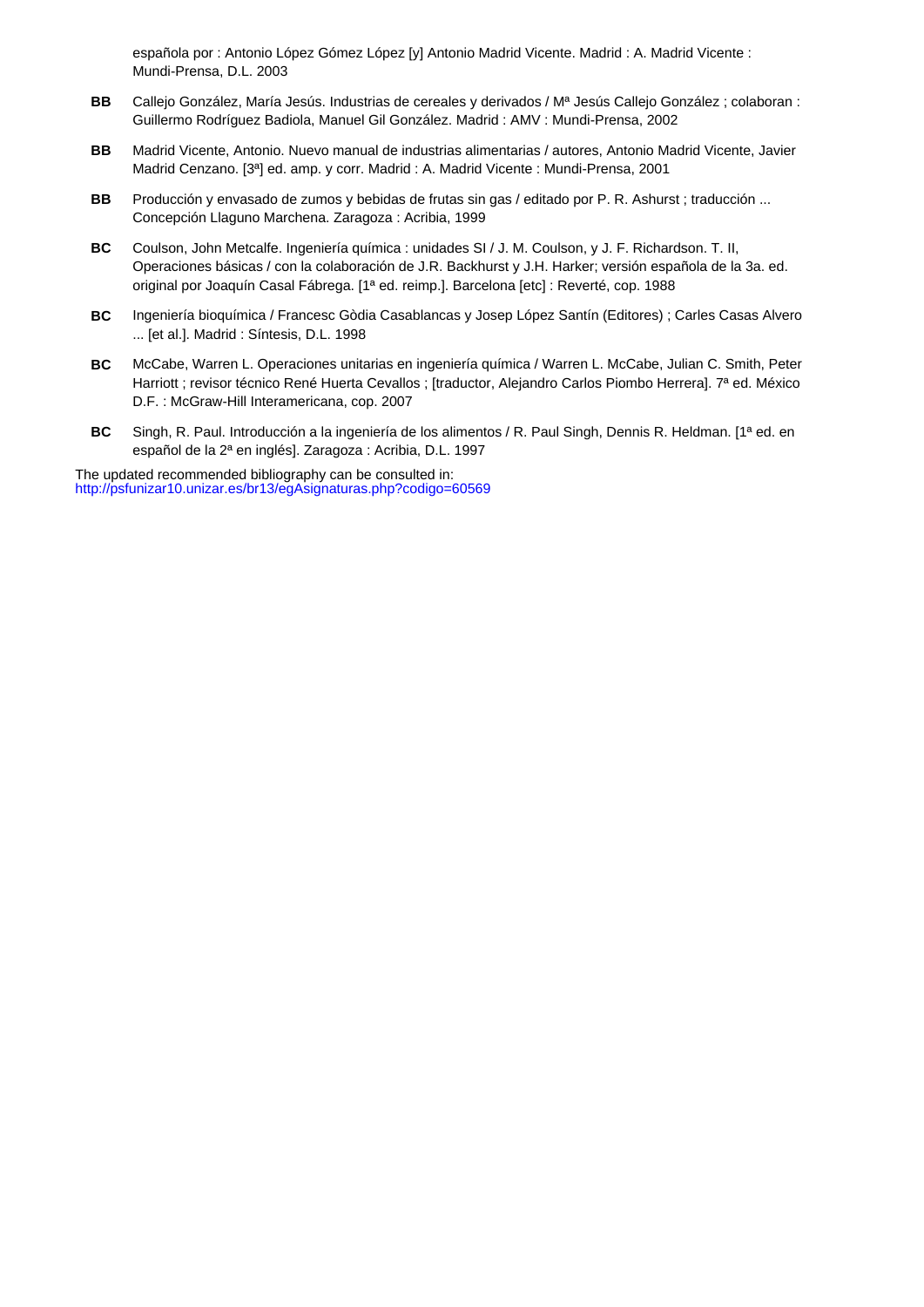española por : Antonio López Gómez López [y] Antonio Madrid Vicente. Madrid : A. Madrid Vicente : Mundi-Prensa, D.L. 2003

**BB** Callejo González, María Jesús. Industrias de cereales y derivados / Mª Jesús Callejo González ; colaboran : Guillermo Rodríguez Badiola, Manuel Gil González. Madrid : AMV : Mundi-Prensa, 2002

**BB** Madrid Vicente, Antonio. Nuevo manual de industrias alimentarias / autores, Antonio Madrid Vicente, Javier Madrid Cenzano. [3ª] ed. amp. y corr. Madrid : A. Madrid Vicente : Mundi-Prensa, 2001

**BB** Producción y envasado de zumos y bebidas de frutas sin gas / editado por P. R. Ashurst ; traducción ... Concepción Llaguno Marchena. Zaragoza : Acribia, 1999

**BC** Coulson, John Metcalfe. Ingeniería química : unidades SI / J. M. Coulson, y J. F. Richardson. T. II, Operaciones básicas / con la colaboración de J.R. Backhurst y J.H. Harker; versión española de la 3a. ed. original por Joaquín Casal Fábrega. [1ª ed. reimp.]. Barcelona [etc] : Reverté, cop. 1988

**BC** Ingeniería bioquímica / Francesc Gòdia Casablancas y Josep López Santín (Editores) ; Carles Casas Alvero ... [et al.]. Madrid : Síntesis, D.L. 1998

**BC** McCabe, Warren L. Operaciones unitarias en ingeniería química / Warren L. McCabe, Julian C. Smith, Peter Harriott ; revisor técnico René Huerta Cevallos ; [traductor, Alejandro Carlos Piombo Herrera]. 7ª ed. México D.F. : McGraw-Hill Interamericana, cop. 2007

**BC** Singh, R. Paul. Introducción a la ingeniería de los alimentos / R. Paul Singh, Dennis R. Heldman. [1ª ed. en español de la 2ª en inglés]. Zaragoza : Acribia, D.L. 1997

The updated recommended bibliography can be consulted in:
http://psfunizar10.unizar.es/br13/egAsignaturas.php?codigo=60569